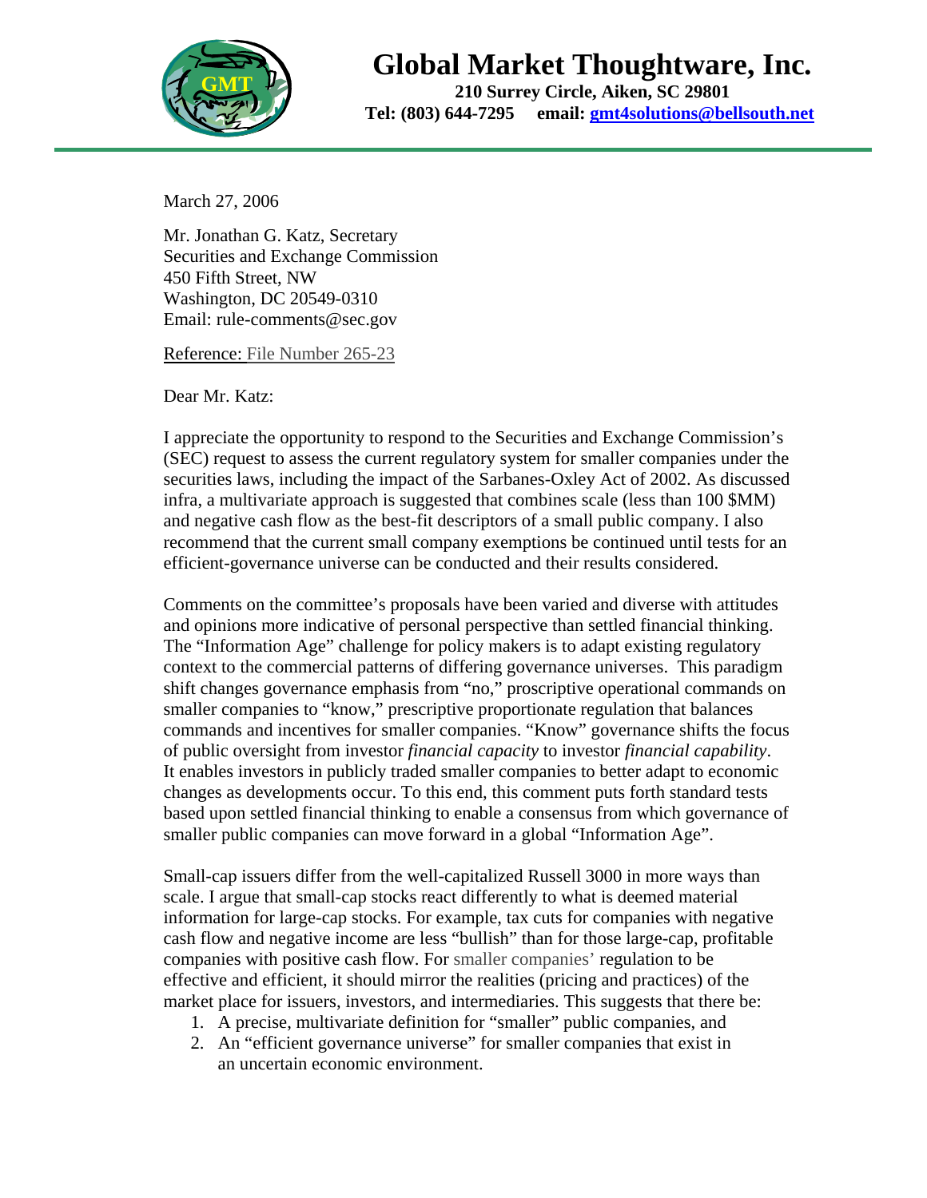# Global Market Thoughtware, Inc.

**210 Surrey Circle, Aiken, SC 29801**
**Tel: (803) 644-7295 email: gmt4solutions@bellsouth.net**

---

March 27, 2006

Mr. Jonathan G. Katz, Secretary
Securities and Exchange Commission
450 Fifth Street, NW
Washington, DC 20549-0310
Email: rule-comments@sec.gov

Reference: File Number 265-23

Dear Mr. Katz:

I appreciate the opportunity to respond to the Securities and Exchange Commission's (SEC) request to assess the current regulatory system for smaller companies under the securities laws, including the impact of the Sarbanes-Oxley Act of 2002. As discussed infra, a multivariate approach is suggested that combines scale (less than 100 $MM) and negative cash flow as the best-fit descriptors of a small public company. I also recommend that the current small company exemptions be continued until tests for an efficient-governance universe can be conducted and their results considered.

Comments on the committee's proposals have been varied and diverse with attitudes and opinions more indicative of personal perspective than settled financial thinking. The "Information Age" challenge for policy makers is to adapt existing regulatory context to the commercial patterns of differing governance universes. This paradigm shift changes governance emphasis from "no," proscriptive operational commands on smaller companies to "know," prescriptive proportionate regulation that balances commands and incentives for smaller companies. "Know" governance shifts the focus of public oversight from investor *financial capacity* to investor *financial capability*. It enables investors in publicly traded smaller companies to better adapt to economic changes as developments occur. To this end, this comment puts forth standard tests based upon settled financial thinking to enable a consensus from which governance of smaller public companies can move forward in a global "Information Age".

Small-cap issuers differ from the well-capitalized Russell 3000 in more ways than scale. I argue that small-cap stocks react differently to what is deemed material information for large-cap stocks. For example, tax cuts for companies with negative cash flow and negative income are less "bullish" than for those large-cap, profitable companies with positive cash flow. For smaller companies' regulation to be effective and efficient, it should mirror the realities (pricing and practices) of the market place for issuers, investors, and intermediaries. This suggests that there be:

1. A precise, multivariate definition for "smaller" public companies, and
2. An "efficient governance universe" for smaller companies that exist in an uncertain economic environment.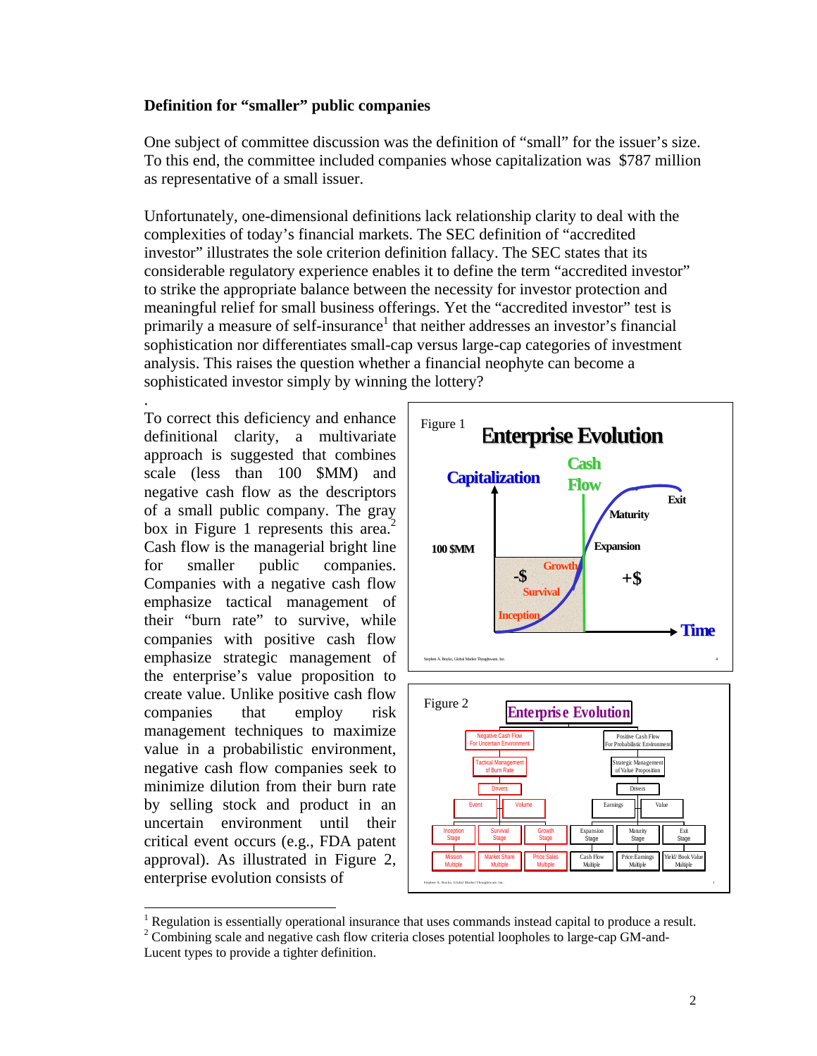**Definition for "smaller" public companies**

One subject of committee discussion was the definition of "small" for the issuer's size. To this end, the committee included companies whose capitalization was $787 million as representative of a small issuer.

Unfortunately, one-dimensional definitions lack relationship clarity to deal with the complexities of today's financial markets. The SEC definition of "accredited investor" illustrates the sole criterion definition fallacy. The SEC states that its considerable regulatory experience enables it to define the term "accredited investor" to strike the appropriate balance between the necessity for investor protection and meaningful relief for small business offerings. Yet the "accredited investor" test is primarily a measure of self-insurance[1] that neither addresses an investor's financial sophistication nor differentiates small-cap versus large-cap categories of investment analysis. This raises the question whether a financial neophyte can become a sophisticated investor simply by winning the lottery?

To correct this deficiency and enhance definitional clarity, a multivariate approach is suggested that combines scale (less than 100 $MM) and negative cash flow as the descriptors of a small public company. The gray box in Figure 1 represents this area.[2] Cash flow is the managerial bright line for smaller public companies. Companies with a negative cash flow emphasize tactical management of their "burn rate" to survive, while companies with positive cash flow emphasize strategic management of the enterprise's value proposition to create value. Unlike positive cash flow companies that employ risk management techniques to maximize value in a probabilistic environment, negative cash flow companies seek to minimize dilution from their burn rate by selling stock and product in an uncertain environment until their critical event occurs (e.g., FDA patent approval). As illustrated in Figure 2, enterprise evolution consists of

Figure 1 — Enterprise Evolution

Figure 2 — Enterprise Evolution

[1] Regulation is essentially operational insurance that uses commands instead capital to produce a result.

[2] Combining scale and negative cash flow criteria closes potential loopholes to large-cap GM-and-Lucent types to provide a tighter definition.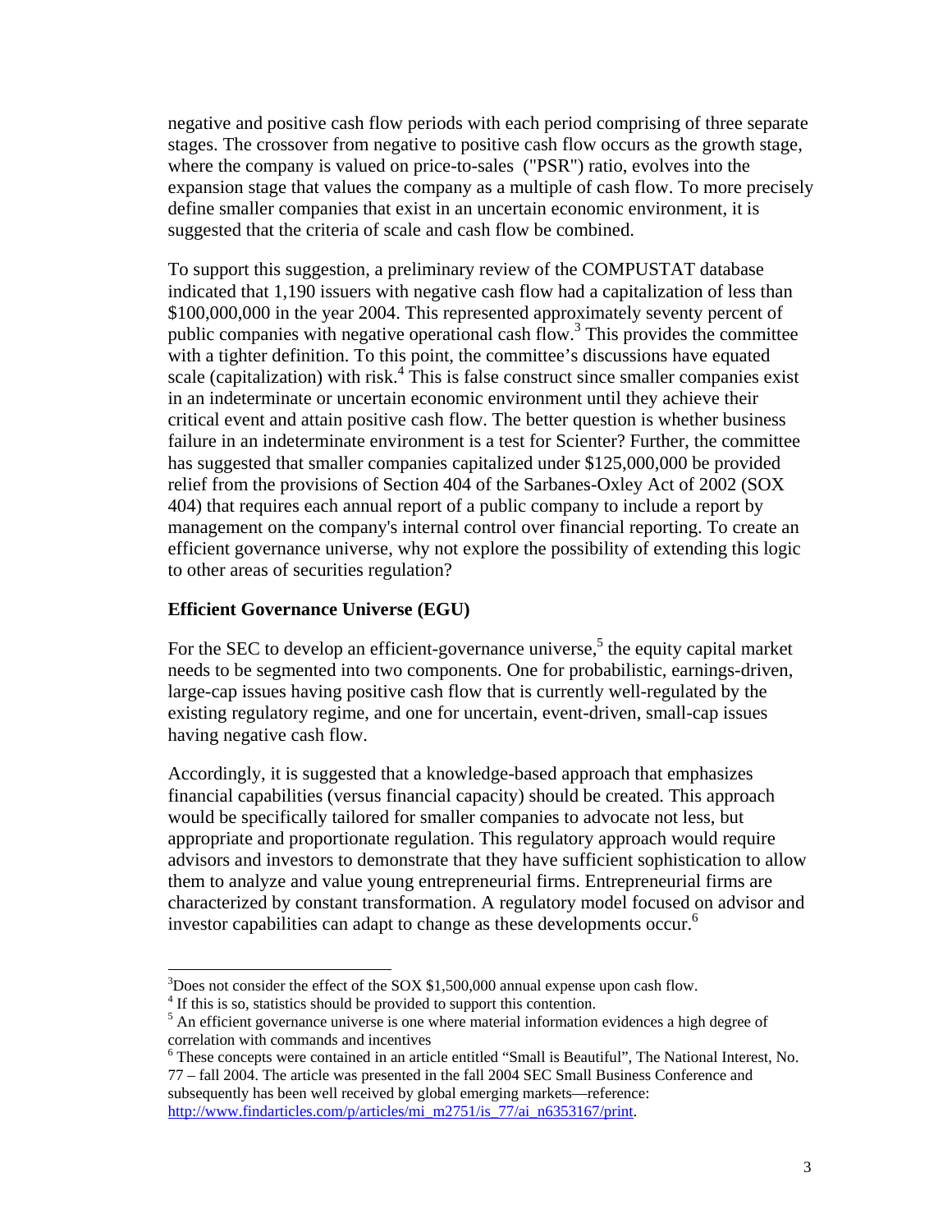negative and positive cash flow periods with each period comprising of three separate stages. The crossover from negative to positive cash flow occurs as the growth stage, where the company is valued on price-to-sales ("PSR") ratio, evolves into the expansion stage that values the company as a multiple of cash flow. To more precisely define smaller companies that exist in an uncertain economic environment, it is suggested that the criteria of scale and cash flow be combined.

To support this suggestion, a preliminary review of the COMPUSTAT database indicated that 1,190 issuers with negative cash flow had a capitalization of less than $100,000,000 in the year 2004. This represented approximately seventy percent of public companies with negative operational cash flow.[3] This provides the committee with a tighter definition. To this point, the committee's discussions have equated scale (capitalization) with risk.[4] This is false construct since smaller companies exist in an indeterminate or uncertain economic environment until they achieve their critical event and attain positive cash flow. The better question is whether business failure in an indeterminate environment is a test for Scienter? Further, the committee has suggested that smaller companies capitalized under $125,000,000 be provided relief from the provisions of Section 404 of the Sarbanes-Oxley Act of 2002 (SOX 404) that requires each annual report of a public company to include a report by management on the company's internal control over financial reporting. To create an efficient governance universe, why not explore the possibility of extending this logic to other areas of securities regulation?

## Efficient Governance Universe (EGU)

For the SEC to develop an efficient-governance universe,[5] the equity capital market needs to be segmented into two components. One for probabilistic, earnings-driven, large-cap issues having positive cash flow that is currently well-regulated by the existing regulatory regime, and one for uncertain, event-driven, small-cap issues having negative cash flow.

Accordingly, it is suggested that a knowledge-based approach that emphasizes financial capabilities (versus financial capacity) should be created. This approach would be specifically tailored for smaller companies to advocate not less, but appropriate and proportionate regulation. This regulatory approach would require advisors and investors to demonstrate that they have sufficient sophistication to allow them to analyze and value young entrepreneurial firms. Entrepreneurial firms are characterized by constant transformation. A regulatory model focused on advisor and investor capabilities can adapt to change as these developments occur.[6]

---

[3] Does not consider the effect of the SOX $1,500,000 annual expense upon cash flow.

[4] If this is so, statistics should be provided to support this contention.

[5] An efficient governance universe is one where material information evidences a high degree of correlation with commands and incentives

[6] These concepts were contained in an article entitled "Small is Beautiful", The National Interest, No. 77 – fall 2004. The article was presented in the fall 2004 SEC Small Business Conference and subsequently has been well received by global emerging markets—reference: http://www.findarticles.com/p/articles/mi_m2751/is_77/ai_n6353167/print.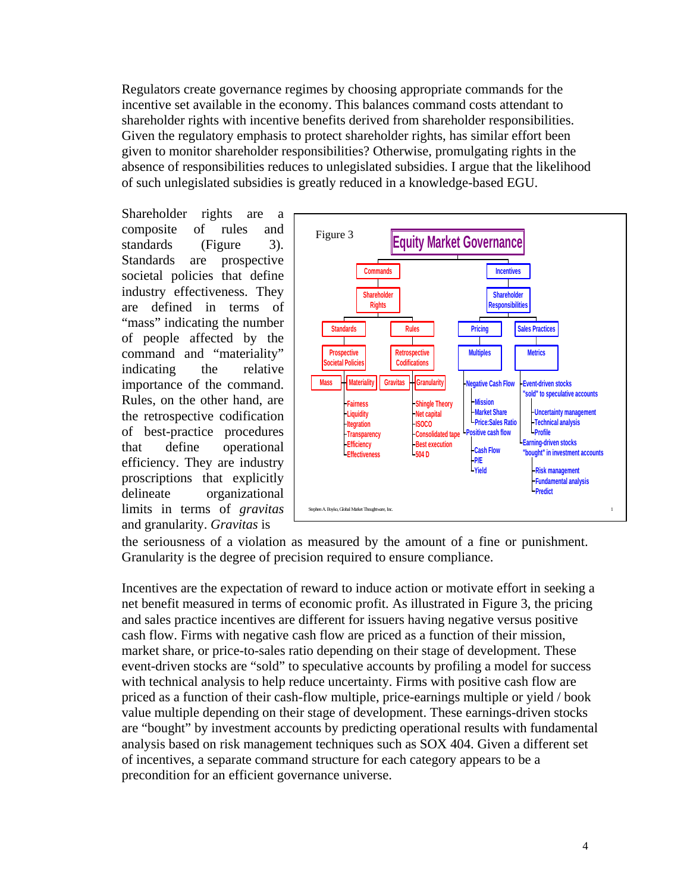Regulators create governance regimes by choosing appropriate commands for the incentive set available in the economy. This balances command costs attendant to shareholder rights with incentive benefits derived from shareholder responsibilities. Given the regulatory emphasis to protect shareholder rights, has similar effort been given to monitor shareholder responsibilities? Otherwise, promulgating rights in the absence of responsibilities reduces to unlegislated subsidies. I argue that the likelihood of such unlegislated subsidies is greatly reduced in a knowledge-based EGU.

Shareholder rights are a composite of rules and standards (Figure 3). Standards are prospective societal policies that define industry effectiveness. They are defined in terms of "mass" indicating the number of people affected by the command and "materiality" indicating the relative importance of the command. Rules, on the other hand, are the retrospective codification of best-practice procedures that define operational efficiency. They are industry proscriptions that explicitly delineate organizational limits in terms of *gravitas* and granularity. *Gravitas* is the seriousness of a violation as measured by the amount of a fine or punishment. Granularity is the degree of precision required to ensure compliance.

Figure 3

**Equity Market Governance**

- Commands
  - Shareholder Rights
    - Standards
      - Prospective Societal Policies
        - Mass
        - Materiality
          - Fairness
          - Liquidity
          - Itegration
          - Transparency
          - Efficiency
          - Effectiveness
    - Rules
      - Retrospective Codifications
        - Gravitas
        - Granularity
          - Shingle Theory
          - Net capital
          - ISOCO
          - Consolidated tape
          - Best execution
          - 504 D
- Incentives
  - Shareholder Responsibilities
    - Pricing
      - Multiples
        - Negative Cash Flow
          - Mission
          - Market Share
          - Price:Sales Ratio
        - Positive cash flow
          - Cash Flow
          - P/E
          - Yield
    - Sales Practices
      - Metrics
        - Event-driven stocks "sold" to speculative accounts
          - Uncertainty management
          - Technical analysis
          - Profile
        - Earning-driven stocks "bought" in investment accounts
          - Risk management
          - Fundamental analysis
          - Predict

Stephen A. Boyko, Global Market Thoughtware, Inc.

Incentives are the expectation of reward to induce action or motivate effort in seeking a net benefit measured in terms of economic profit. As illustrated in Figure 3, the pricing and sales practice incentives are different for issuers having negative versus positive cash flow. Firms with negative cash flow are priced as a function of their mission, market share, or price-to-sales ratio depending on their stage of development. These event-driven stocks are "sold" to speculative accounts by profiling a model for success with technical analysis to help reduce uncertainty. Firms with positive cash flow are priced as a function of their cash-flow multiple, price-earnings multiple or yield / book value multiple depending on their stage of development. These earnings-driven stocks are "bought" by investment accounts by predicting operational results with fundamental analysis based on risk management techniques such as SOX 404. Given a different set of incentives, a separate command structure for each category appears to be a precondition for an efficient governance universe.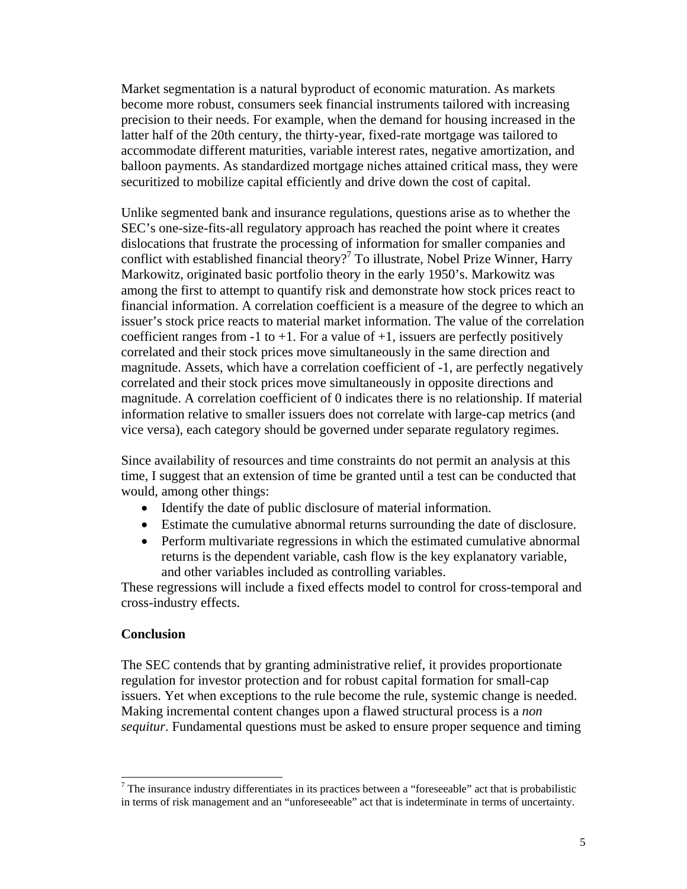Market segmentation is a natural byproduct of economic maturation. As markets become more robust, consumers seek financial instruments tailored with increasing precision to their needs. For example, when the demand for housing increased in the latter half of the 20th century, the thirty-year, fixed-rate mortgage was tailored to accommodate different maturities, variable interest rates, negative amortization, and balloon payments. As standardized mortgage niches attained critical mass, they were securitized to mobilize capital efficiently and drive down the cost of capital.

Unlike segmented bank and insurance regulations, questions arise as to whether the SEC's one-size-fits-all regulatory approach has reached the point where it creates dislocations that frustrate the processing of information for smaller companies and conflict with established financial theory?[7] To illustrate, Nobel Prize Winner, Harry Markowitz, originated basic portfolio theory in the early 1950's. Markowitz was among the first to attempt to quantify risk and demonstrate how stock prices react to financial information. A correlation coefficient is a measure of the degree to which an issuer's stock price reacts to material market information. The value of the correlation coefficient ranges from -1 to +1. For a value of +1, issuers are perfectly positively correlated and their stock prices move simultaneously in the same direction and magnitude. Assets, which have a correlation coefficient of -1, are perfectly negatively correlated and their stock prices move simultaneously in opposite directions and magnitude. A correlation coefficient of 0 indicates there is no relationship. If material information relative to smaller issuers does not correlate with large-cap metrics (and vice versa), each category should be governed under separate regulatory regimes.

Since availability of resources and time constraints do not permit an analysis at this time, I suggest that an extension of time be granted until a test can be conducted that would, among other things:

- Identify the date of public disclosure of material information.
- Estimate the cumulative abnormal returns surrounding the date of disclosure.
- Perform multivariate regressions in which the estimated cumulative abnormal returns is the dependent variable, cash flow is the key explanatory variable, and other variables included as controlling variables.

These regressions will include a fixed effects model to control for cross-temporal and cross-industry effects.

**Conclusion**

The SEC contends that by granting administrative relief, it provides proportionate regulation for investor protection and for robust capital formation for small-cap issuers. Yet when exceptions to the rule become the rule, systemic change is needed. Making incremental content changes upon a flawed structural process is a *non sequitur*. Fundamental questions must be asked to ensure proper sequence and timing

[7] The insurance industry differentiates in its practices between a "foreseeable" act that is probabilistic in terms of risk management and an "unforeseeable" act that is indeterminate in terms of uncertainty.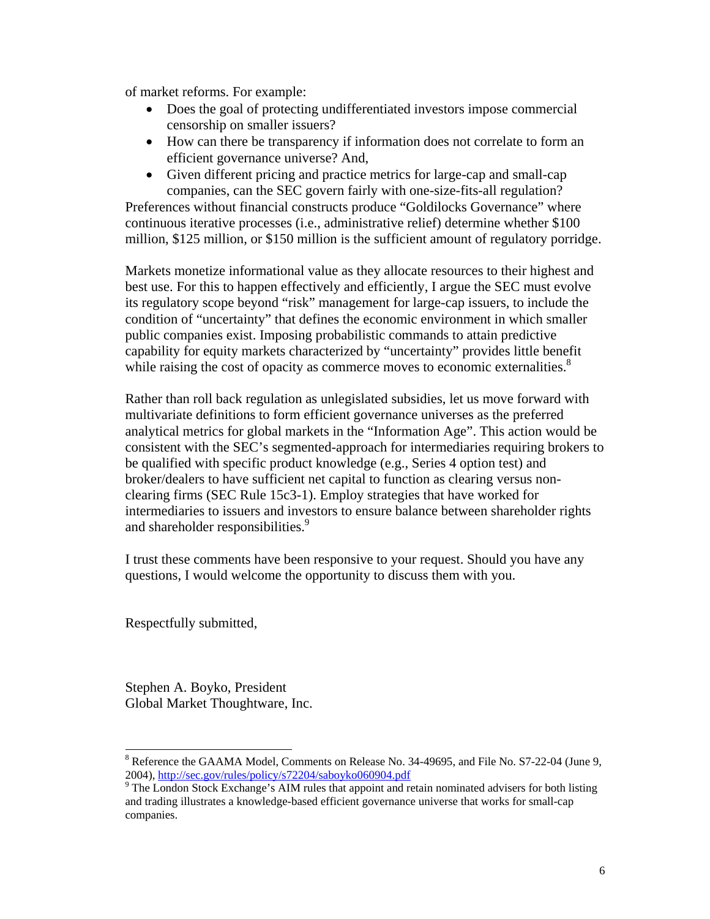of market reforms. For example:

- Does the goal of protecting undifferentiated investors impose commercial censorship on smaller issuers?
- How can there be transparency if information does not correlate to form an efficient governance universe? And,
- Given different pricing and practice metrics for large-cap and small-cap companies, can the SEC govern fairly with one-size-fits-all regulation?

Preferences without financial constructs produce "Goldilocks Governance" where continuous iterative processes (i.e., administrative relief) determine whether $100 million, $125 million, or $150 million is the sufficient amount of regulatory porridge.

Markets monetize informational value as they allocate resources to their highest and best use. For this to happen effectively and efficiently, I argue the SEC must evolve its regulatory scope beyond "risk" management for large-cap issuers, to include the condition of "uncertainty" that defines the economic environment in which smaller public companies exist. Imposing probabilistic commands to attain predictive capability for equity markets characterized by "uncertainty" provides little benefit while raising the cost of opacity as commerce moves to economic externalities.[8]

Rather than roll back regulation as unlegislated subsidies, let us move forward with multivariate definitions to form efficient governance universes as the preferred analytical metrics for global markets in the "Information Age". This action would be consistent with the SEC's segmented-approach for intermediaries requiring brokers to be qualified with specific product knowledge (e.g., Series 4 option test) and broker/dealers to have sufficient net capital to function as clearing versus non-clearing firms (SEC Rule 15c3-1). Employ strategies that have worked for intermediaries to issuers and investors to ensure balance between shareholder rights and shareholder responsibilities.[9]

I trust these comments have been responsive to your request. Should you have any questions, I would welcome the opportunity to discuss them with you.

Respectfully submitted,

Stephen A. Boyko, President
Global Market Thoughtware, Inc.

---

[8] Reference the GAAMA Model, Comments on Release No. 34-49695, and File No. S7-22-04 (June 9, 2004), http://sec.gov/rules/policy/s72204/saboyko060904.pdf

[9] The London Stock Exchange's AIM rules that appoint and retain nominated advisers for both listing and trading illustrates a knowledge-based efficient governance universe that works for small-cap companies.